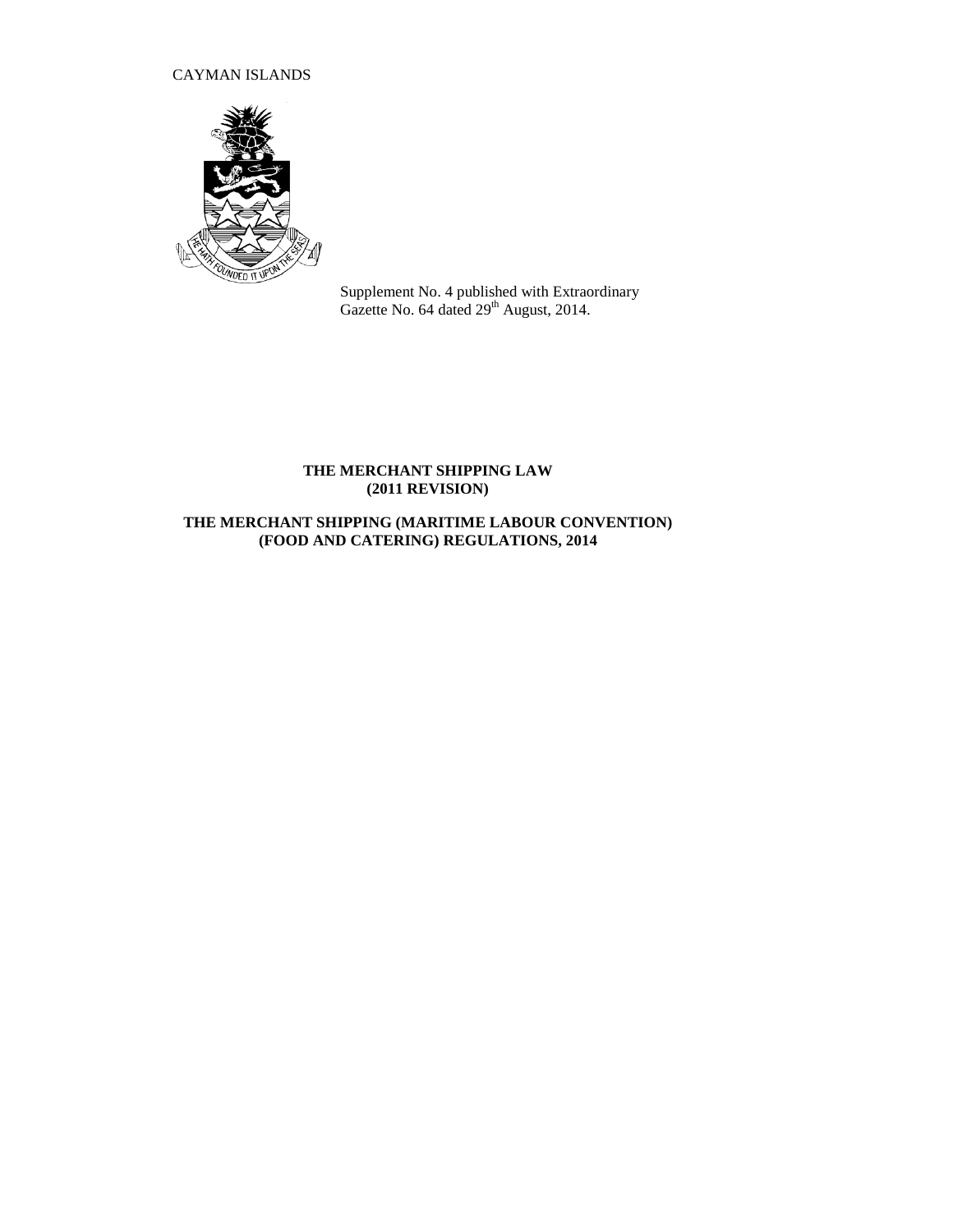CAYMAN ISLANDS

Supplement No. 4 published with Extraordinary Gazette No. 64 dated 29th August, 2014.

# THE MERCHANT SHIPPING LAW (2011 REVISION)

# THE MERCHANT SHIPPING (MARITIME LABOUR CONVENTION) (FOOD AND CATERING) REGULATIONS, 2014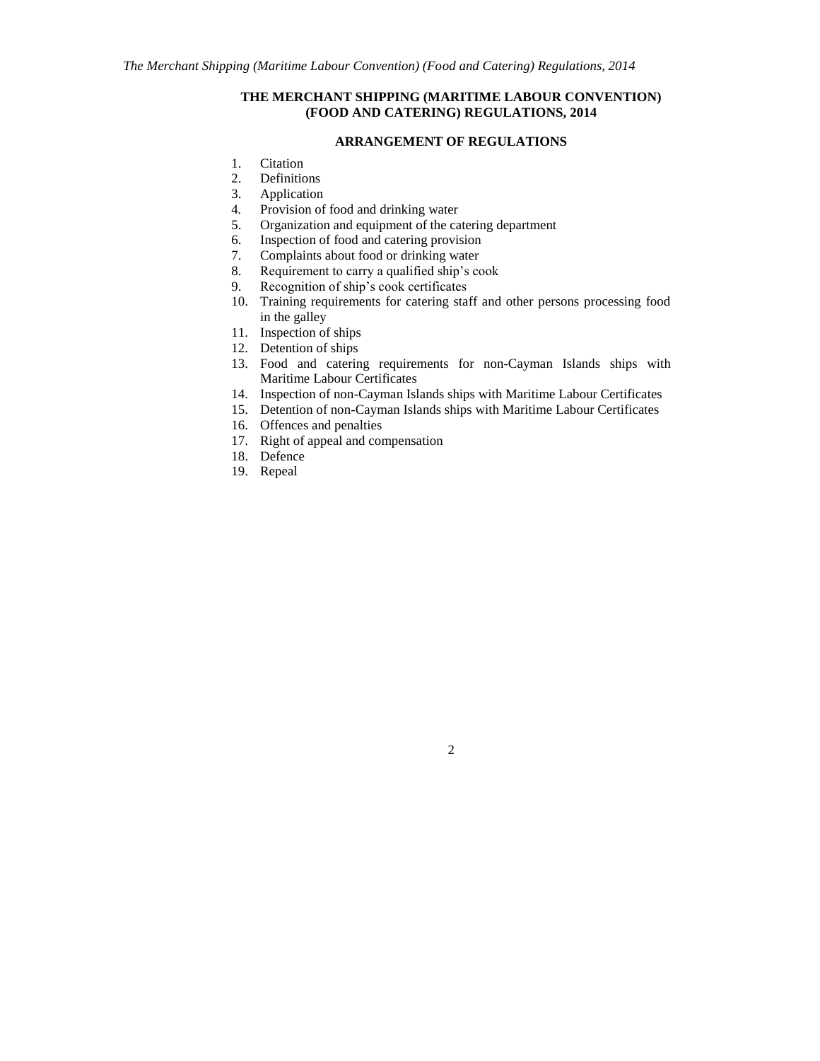# THE MERCHANT SHIPPING (MARITIME LABOUR CONVENTION) (FOOD AND CATERING) REGULATIONS, 2014

## ARRANGEMENT OF REGULATIONS

1. Citation
2. Definitions
3. Application
4. Provision of food and drinking water
5. Organization and equipment of the catering department
6. Inspection of food and catering provision
7. Complaints about food or drinking water
8. Requirement to carry a qualified ship's cook
9. Recognition of ship's cook certificates
10. Training requirements for catering staff and other persons processing food in the galley
11. Inspection of ships
12. Detention of ships
13. Food and catering requirements for non-Cayman Islands ships with Maritime Labour Certificates
14. Inspection of non-Cayman Islands ships with Maritime Labour Certificates
15. Detention of non-Cayman Islands ships with Maritime Labour Certificates
16. Offences and penalties
17. Right of appeal and compensation
18. Defence
19. Repeal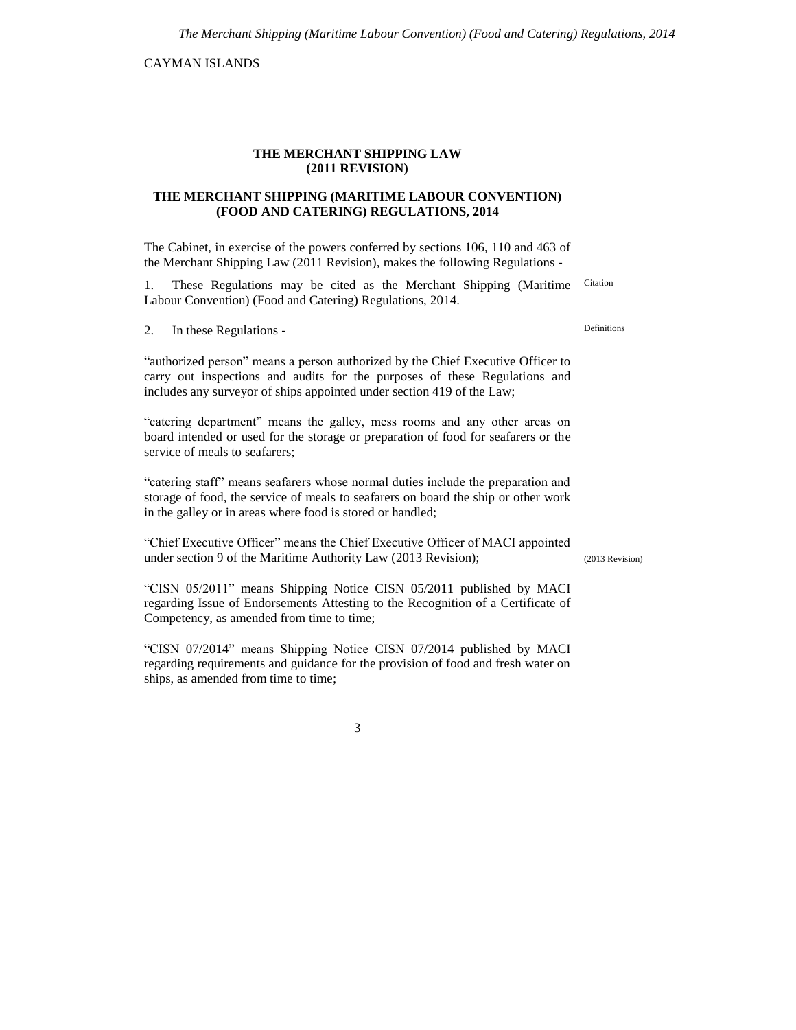CAYMAN ISLANDS

## THE MERCHANT SHIPPING LAW (2011 REVISION)

## THE MERCHANT SHIPPING (MARITIME LABOUR CONVENTION) (FOOD AND CATERING) REGULATIONS, 2014

The Cabinet, in exercise of the powers conferred by sections 106, 110 and 463 of the Merchant Shipping Law (2011 Revision), makes the following Regulations -

Citation

1. These Regulations may be cited as the Merchant Shipping (Maritime Labour Convention) (Food and Catering) Regulations, 2014.

Definitions

2. In these Regulations -

"authorized person" means a person authorized by the Chief Executive Officer to carry out inspections and audits for the purposes of these Regulations and includes any surveyor of ships appointed under section 419 of the Law;

"catering department" means the galley, mess rooms and any other areas on board intended or used for the storage or preparation of food for seafarers or the service of meals to seafarers;

"catering staff" means seafarers whose normal duties include the preparation and storage of food, the service of meals to seafarers on board the ship or other work in the galley or in areas where food is stored or handled;

"Chief Executive Officer" means the Chief Executive Officer of MACI appointed under section 9 of the Maritime Authority Law (2013 Revision);

(2013 Revision)

"CISN 05/2011" means Shipping Notice CISN 05/2011 published by MACI regarding Issue of Endorsements Attesting to the Recognition of a Certificate of Competency, as amended from time to time;

"CISN 07/2014" means Shipping Notice CISN 07/2014 published by MACI regarding requirements and guidance for the provision of food and fresh water on ships, as amended from time to time;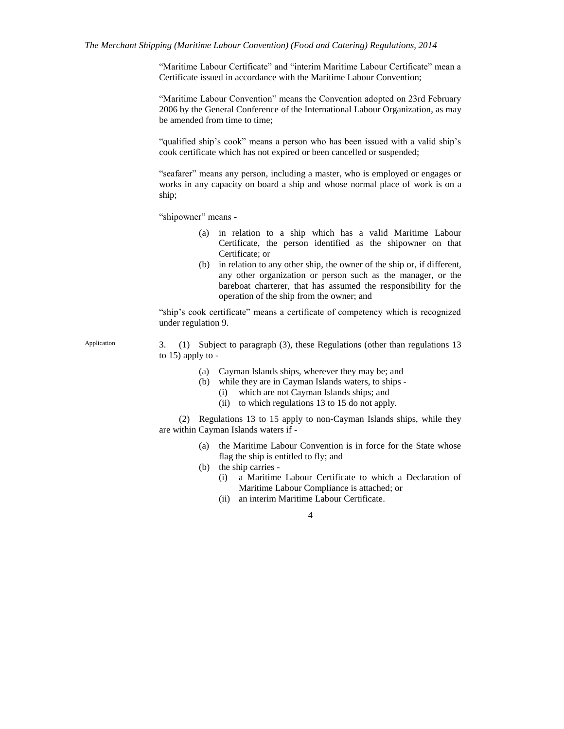"Maritime Labour Certificate" and "interim Maritime Labour Certificate" mean a Certificate issued in accordance with the Maritime Labour Convention;

"Maritime Labour Convention" means the Convention adopted on 23rd February 2006 by the General Conference of the International Labour Organization, as may be amended from time to time;

"qualified ship's cook" means a person who has been issued with a valid ship's cook certificate which has not expired or been cancelled or suspended;

"seafarer" means any person, including a master, who is employed or engages or works in any capacity on board a ship and whose normal place of work is on a ship;

"shipowner" means -

- (a) in relation to a ship which has a valid Maritime Labour Certificate, the person identified as the shipowner on that Certificate; or
- (b) in relation to any other ship, the owner of the ship or, if different, any other organization or person such as the manager, or the bareboat charterer, that has assumed the responsibility for the operation of the ship from the owner; and

"ship's cook certificate" means a certificate of competency which is recognized under regulation 9.

Application

3. (1) Subject to paragraph (3), these Regulations (other than regulations 13 to 15) apply to -

- (a) Cayman Islands ships, wherever they may be; and
- (b) while they are in Cayman Islands waters, to ships -
  - (i) which are not Cayman Islands ships; and
  - (ii) to which regulations 13 to 15 do not apply.

(2) Regulations 13 to 15 apply to non-Cayman Islands ships, while they are within Cayman Islands waters if -

- (a) the Maritime Labour Convention is in force for the State whose flag the ship is entitled to fly; and
- (b) the ship carries -
  - (i) a Maritime Labour Certificate to which a Declaration of Maritime Labour Compliance is attached; or
  - (ii) an interim Maritime Labour Certificate.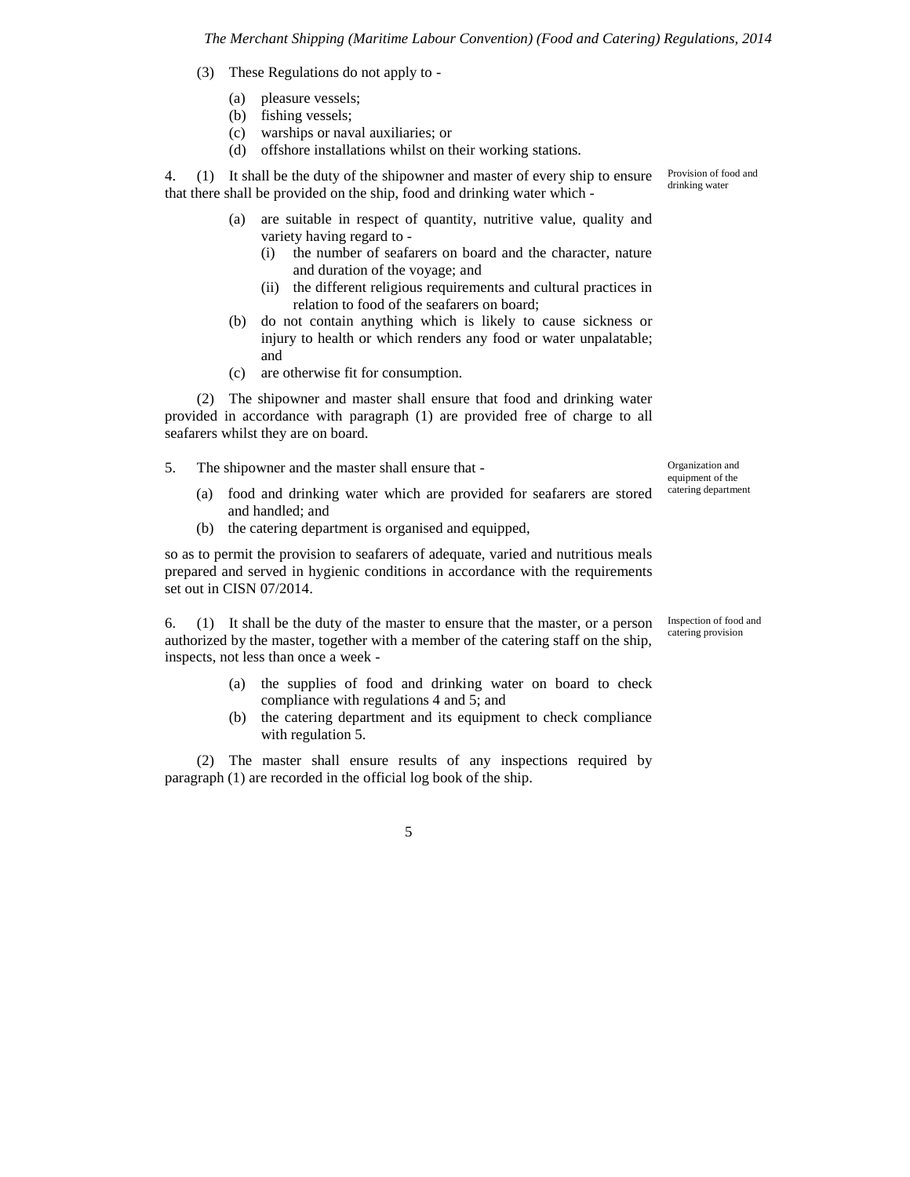(3) These Regulations do not apply to -

(a) pleasure vessels;
(b) fishing vessels;
(c) warships or naval auxiliaries; or
(d) offshore installations whilst on their working stations.

*Provision of food and drinking water*

4. (1) It shall be the duty of the shipowner and master of every ship to ensure that there shall be provided on the ship, food and drinking water which -

(a) are suitable in respect of quantity, nutritive value, quality and variety having regard to -
   (i) the number of seafarers on board and the character, nature and duration of the voyage; and
   (ii) the different religious requirements and cultural practices in relation to food of the seafarers on board;
(b) do not contain anything which is likely to cause sickness or injury to health or which renders any food or water unpalatable; and
(c) are otherwise fit for consumption.

(2) The shipowner and master shall ensure that food and drinking water provided in accordance with paragraph (1) are provided free of charge to all seafarers whilst they are on board.

*Organization and equipment of the catering department*

5. The shipowner and the master shall ensure that -

(a) food and drinking water which are provided for seafarers are stored and handled; and
(b) the catering department is organised and equipped,

so as to permit the provision to seafarers of adequate, varied and nutritious meals prepared and served in hygienic conditions in accordance with the requirements set out in CISN 07/2014.

*Inspection of food and catering provision*

6. (1) It shall be the duty of the master to ensure that the master, or a person authorized by the master, together with a member of the catering staff on the ship, inspects, not less than once a week -

(a) the supplies of food and drinking water on board to check compliance with regulations 4 and 5; and
(b) the catering department and its equipment to check compliance with regulation 5.

(2) The master shall ensure results of any inspections required by paragraph (1) are recorded in the official log book of the ship.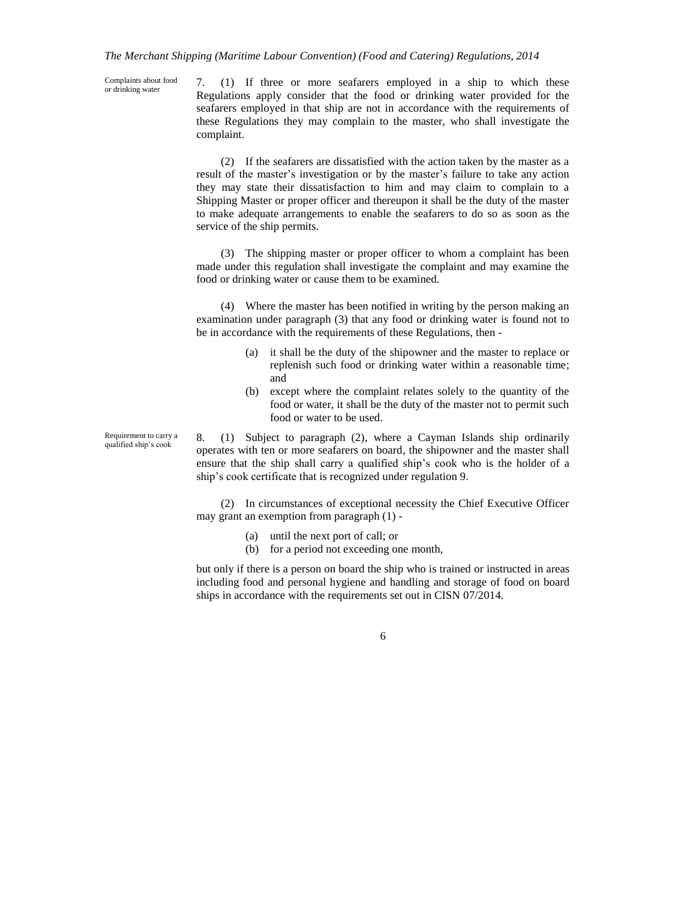Complaints about food or drinking water

7. (1) If three or more seafarers employed in a ship to which these Regulations apply consider that the food or drinking water provided for the seafarers employed in that ship are not in accordance with the requirements of these Regulations they may complain to the master, who shall investigate the complaint.

(2) If the seafarers are dissatisfied with the action taken by the master as a result of the master's investigation or by the master's failure to take any action they may state their dissatisfaction to him and may claim to complain to a Shipping Master or proper officer and thereupon it shall be the duty of the master to make adequate arrangements to enable the seafarers to do so as soon as the service of the ship permits.

(3) The shipping master or proper officer to whom a complaint has been made under this regulation shall investigate the complaint and may examine the food or drinking water or cause them to be examined.

(4) Where the master has been notified in writing by the person making an examination under paragraph (3) that any food or drinking water is found not to be in accordance with the requirements of these Regulations, then -

(a) it shall be the duty of the shipowner and the master to replace or replenish such food or drinking water within a reasonable time; and

(b) except where the complaint relates solely to the quantity of the food or water, it shall be the duty of the master not to permit such food or water to be used.

Requirement to carry a qualified ship's cook

8. (1) Subject to paragraph (2), where a Cayman Islands ship ordinarily operates with ten or more seafarers on board, the shipowner and the master shall ensure that the ship shall carry a qualified ship's cook who is the holder of a ship's cook certificate that is recognized under regulation 9.

(2) In circumstances of exceptional necessity the Chief Executive Officer may grant an exemption from paragraph (1) -

(a) until the next port of call; or

(b) for a period not exceeding one month,

but only if there is a person on board the ship who is trained or instructed in areas including food and personal hygiene and handling and storage of food on board ships in accordance with the requirements set out in CISN 07/2014.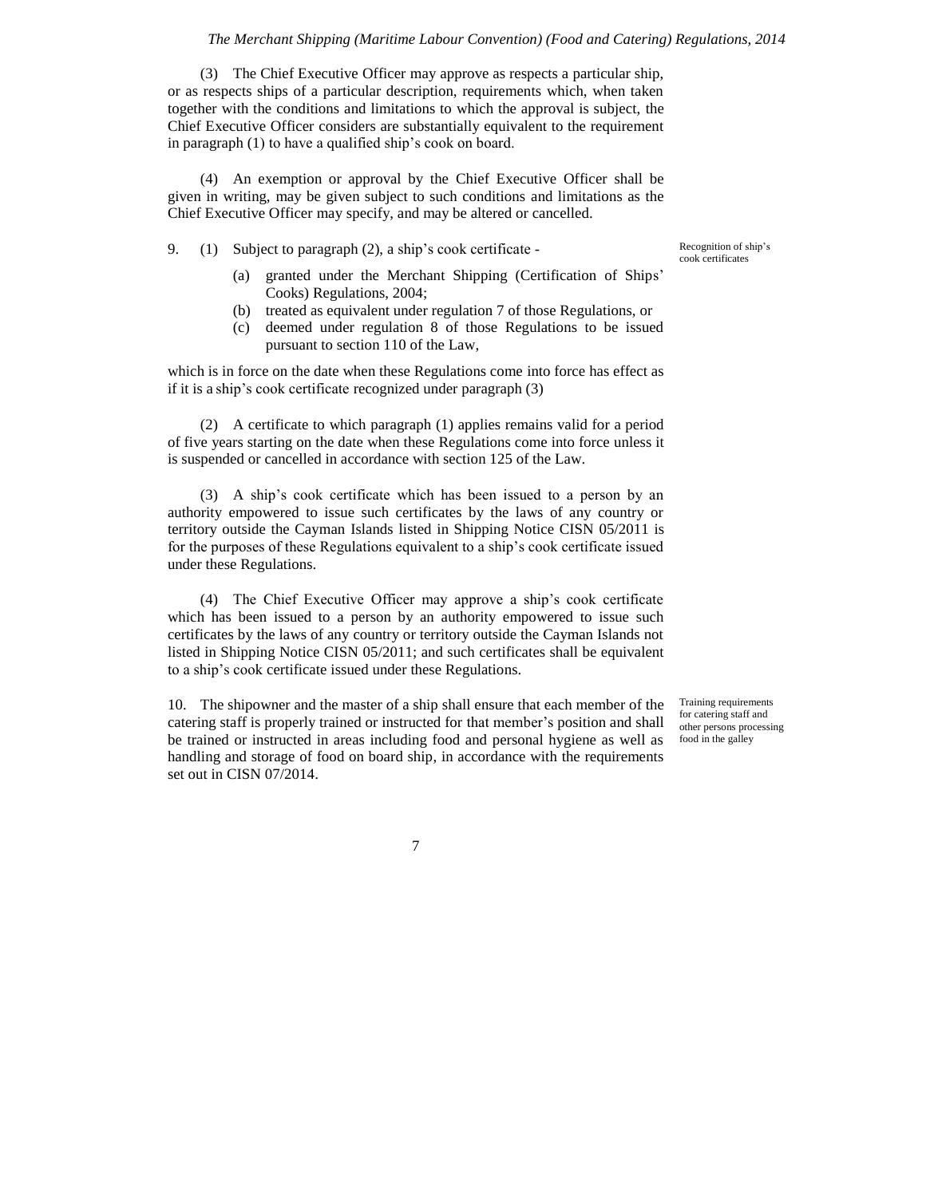(3) The Chief Executive Officer may approve as respects a particular ship, or as respects ships of a particular description, requirements which, when taken together with the conditions and limitations to which the approval is subject, the Chief Executive Officer considers are substantially equivalent to the requirement in paragraph (1) to have a qualified ship's cook on board.

(4) An exemption or approval by the Chief Executive Officer shall be given in writing, may be given subject to such conditions and limitations as the Chief Executive Officer may specify, and may be altered or cancelled.

Recognition of ship's cook certificates

9. (1) Subject to paragraph (2), a ship's cook certificate -

(a) granted under the Merchant Shipping (Certification of Ships' Cooks) Regulations, 2004;

(b) treated as equivalent under regulation 7 of those Regulations, or

(c) deemed under regulation 8 of those Regulations to be issued pursuant to section 110 of the Law,

which is in force on the date when these Regulations come into force has effect as if it is a ship's cook certificate recognized under paragraph (3)

(2) A certificate to which paragraph (1) applies remains valid for a period of five years starting on the date when these Regulations come into force unless it is suspended or cancelled in accordance with section 125 of the Law.

(3) A ship's cook certificate which has been issued to a person by an authority empowered to issue such certificates by the laws of any country or territory outside the Cayman Islands listed in Shipping Notice CISN 05/2011 is for the purposes of these Regulations equivalent to a ship's cook certificate issued under these Regulations.

(4) The Chief Executive Officer may approve a ship's cook certificate which has been issued to a person by an authority empowered to issue such certificates by the laws of any country or territory outside the Cayman Islands not listed in Shipping Notice CISN 05/2011; and such certificates shall be equivalent to a ship's cook certificate issued under these Regulations.

Training requirements for catering staff and other persons processing food in the galley

10. The shipowner and the master of a ship shall ensure that each member of the catering staff is properly trained or instructed for that member's position and shall be trained or instructed in areas including food and personal hygiene as well as handling and storage of food on board ship, in accordance with the requirements set out in CISN 07/2014.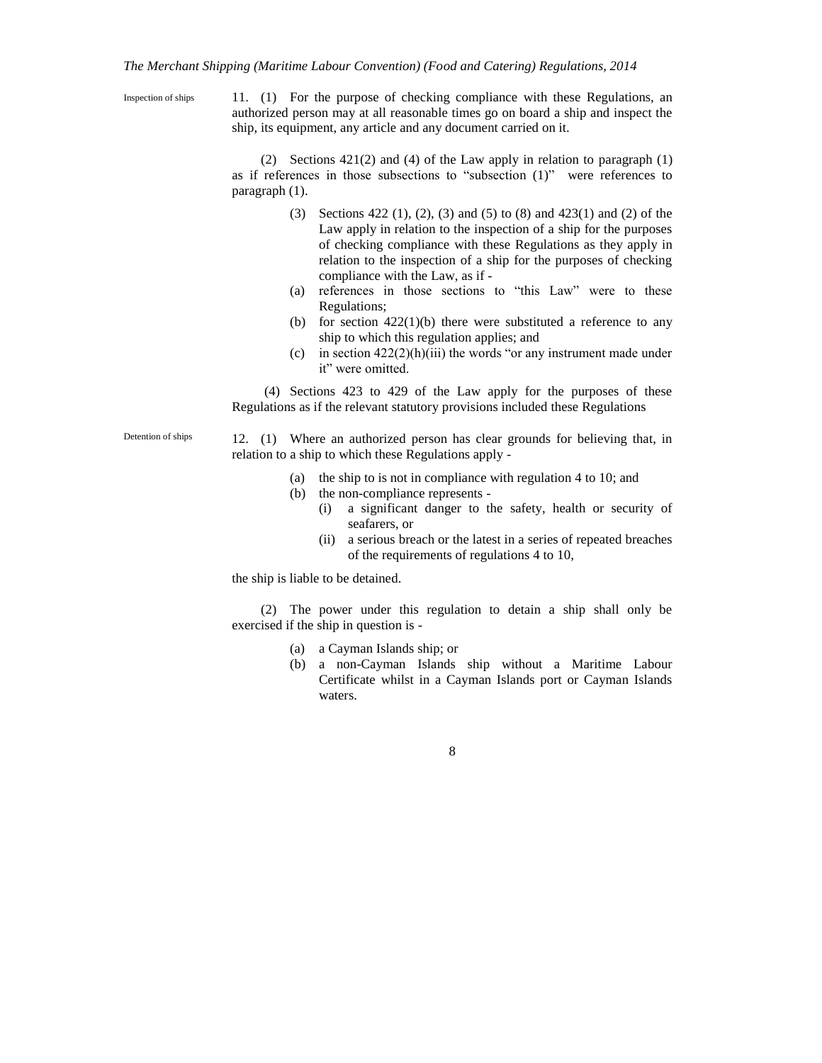**Inspection of ships**

11. (1) For the purpose of checking compliance with these Regulations, an authorized person may at all reasonable times go on board a ship and inspect the ship, its equipment, any article and any document carried on it.

(2) Sections 421(2) and (4) of the Law apply in relation to paragraph (1) as if references in those subsections to "subsection (1)" were references to paragraph (1).

(3) Sections 422 (1), (2), (3) and (5) to (8) and 423(1) and (2) of the Law apply in relation to the inspection of a ship for the purposes of checking compliance with these Regulations as they apply in relation to the inspection of a ship for the purposes of checking compliance with the Law, as if -

(a) references in those sections to "this Law" were to these Regulations;

(b) for section 422(1)(b) there were substituted a reference to any ship to which this regulation applies; and

(c) in section 422(2)(h)(iii) the words "or any instrument made under it" were omitted.

(4) Sections 423 to 429 of the Law apply for the purposes of these Regulations as if the relevant statutory provisions included these Regulations

**Detention of ships**

12. (1) Where an authorized person has clear grounds for believing that, in relation to a ship to which these Regulations apply -

(a) the ship to is not in compliance with regulation 4 to 10; and

(b) the non-compliance represents -

(i) a significant danger to the safety, health or security of seafarers, or

(ii) a serious breach or the latest in a series of repeated breaches of the requirements of regulations 4 to 10,

the ship is liable to be detained.

(2) The power under this regulation to detain a ship shall only be exercised if the ship in question is -

(a) a Cayman Islands ship; or

(b) a non-Cayman Islands ship without a Maritime Labour Certificate whilst in a Cayman Islands port or Cayman Islands waters.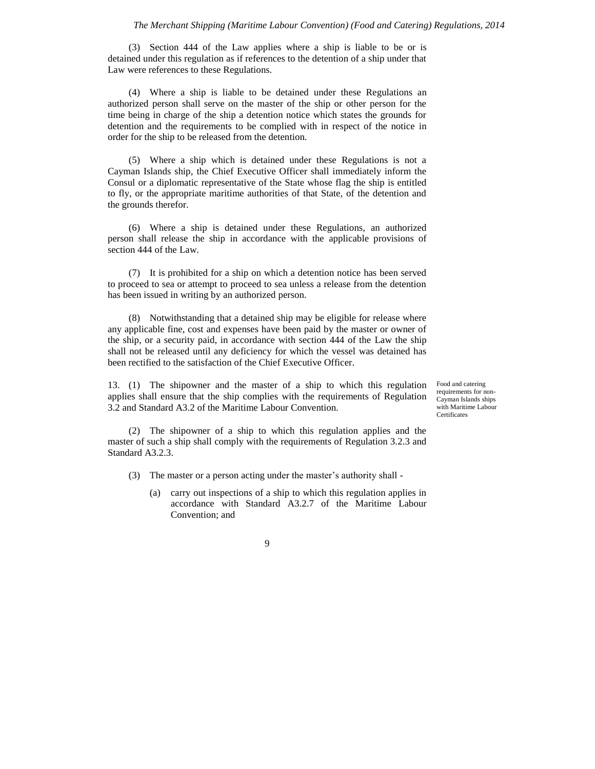(3) Section 444 of the Law applies where a ship is liable to be or is detained under this regulation as if references to the detention of a ship under that Law were references to these Regulations.

(4) Where a ship is liable to be detained under these Regulations an authorized person shall serve on the master of the ship or other person for the time being in charge of the ship a detention notice which states the grounds for detention and the requirements to be complied with in respect of the notice in order for the ship to be released from the detention.

(5) Where a ship which is detained under these Regulations is not a Cayman Islands ship, the Chief Executive Officer shall immediately inform the Consul or a diplomatic representative of the State whose flag the ship is entitled to fly, or the appropriate maritime authorities of that State, of the detention and the grounds therefor.

(6) Where a ship is detained under these Regulations, an authorized person shall release the ship in accordance with the applicable provisions of section 444 of the Law.

(7) It is prohibited for a ship on which a detention notice has been served to proceed to sea or attempt to proceed to sea unless a release from the detention has been issued in writing by an authorized person.

(8) Notwithstanding that a detained ship may be eligible for release where any applicable fine, cost and expenses have been paid by the master or owner of the ship, or a security paid, in accordance with section 444 of the Law the ship shall not be released until any deficiency for which the vessel was detained has been rectified to the satisfaction of the Chief Executive Officer.

Food and catering requirements for non-Cayman Islands ships with Maritime Labour Certificates

13. (1) The shipowner and the master of a ship to which this regulation applies shall ensure that the ship complies with the requirements of Regulation 3.2 and Standard A3.2 of the Maritime Labour Convention.

(2) The shipowner of a ship to which this regulation applies and the master of such a ship shall comply with the requirements of Regulation 3.2.3 and Standard A3.2.3.

(3) The master or a person acting under the master's authority shall -

(a) carry out inspections of a ship to which this regulation applies in accordance with Standard A3.2.7 of the Maritime Labour Convention; and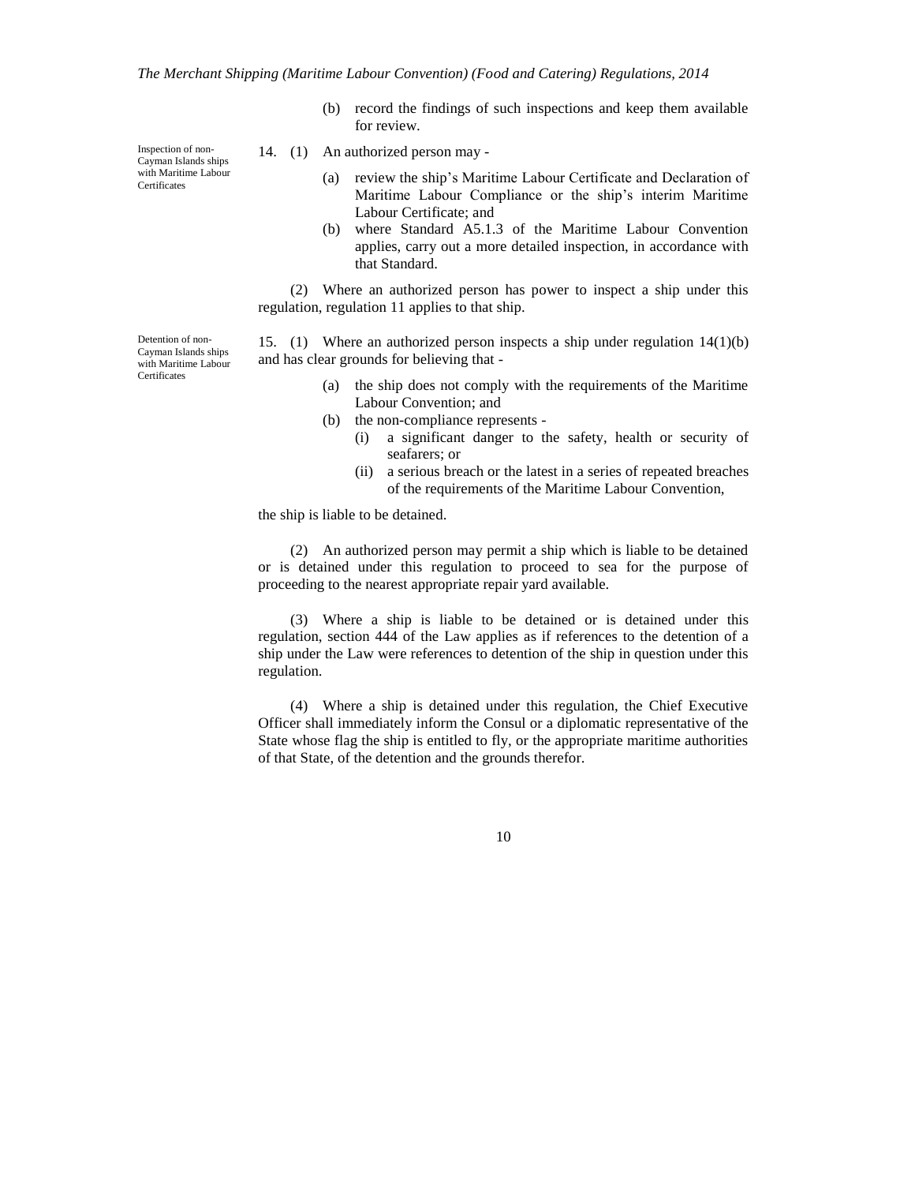(b) record the findings of such inspections and keep them available for review.

Inspection of non-Cayman Islands ships with Maritime Labour Certificates

14. (1) An authorized person may -

(a) review the ship's Maritime Labour Certificate and Declaration of Maritime Labour Compliance or the ship's interim Maritime Labour Certificate; and

(b) where Standard A5.1.3 of the Maritime Labour Convention applies, carry out a more detailed inspection, in accordance with that Standard.

(2) Where an authorized person has power to inspect a ship under this regulation, regulation 11 applies to that ship.

Detention of non-Cayman Islands ships with Maritime Labour Certificates

15. (1) Where an authorized person inspects a ship under regulation 14(1)(b) and has clear grounds for believing that -

(a) the ship does not comply with the requirements of the Maritime Labour Convention; and

(b) the non-compliance represents -

(i) a significant danger to the safety, health or security of seafarers; or

(ii) a serious breach or the latest in a series of repeated breaches of the requirements of the Maritime Labour Convention,

the ship is liable to be detained.

(2) An authorized person may permit a ship which is liable to be detained or is detained under this regulation to proceed to sea for the purpose of proceeding to the nearest appropriate repair yard available.

(3) Where a ship is liable to be detained or is detained under this regulation, section 444 of the Law applies as if references to the detention of a ship under the Law were references to detention of the ship in question under this regulation.

(4) Where a ship is detained under this regulation, the Chief Executive Officer shall immediately inform the Consul or a diplomatic representative of the State whose flag the ship is entitled to fly, or the appropriate maritime authorities of that State, of the detention and the grounds therefor.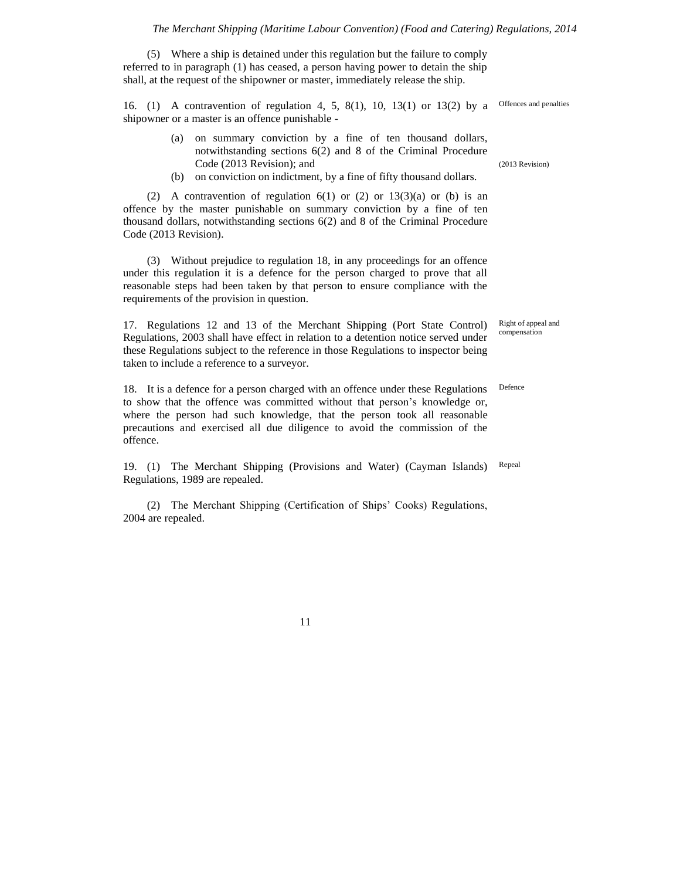(5) Where a ship is detained under this regulation but the failure to comply referred to in paragraph (1) has ceased, a person having power to detain the ship shall, at the request of the shipowner or master, immediately release the ship.

**Offences and penalties**

16. (1) A contravention of regulation 4, 5, 8(1), 10, 13(1) or 13(2) by a shipowner or a master is an offence punishable -

(a) on summary conviction by a fine of ten thousand dollars, notwithstanding sections 6(2) and 8 of the Criminal Procedure Code (2013 Revision); and

(b) on conviction on indictment, by a fine of fifty thousand dollars.

(2013 Revision)

(2) A contravention of regulation 6(1) or (2) or 13(3)(a) or (b) is an offence by the master punishable on summary conviction by a fine of ten thousand dollars, notwithstanding sections 6(2) and 8 of the Criminal Procedure Code (2013 Revision).

(3) Without prejudice to regulation 18, in any proceedings for an offence under this regulation it is a defence for the person charged to prove that all reasonable steps had been taken by that person to ensure compliance with the requirements of the provision in question.

**Right of appeal and compensation**

17. Regulations 12 and 13 of the Merchant Shipping (Port State Control) Regulations, 2003 shall have effect in relation to a detention notice served under these Regulations subject to the reference in those Regulations to inspector being taken to include a reference to a surveyor.

**Defence**

18. It is a defence for a person charged with an offence under these Regulations to show that the offence was committed without that person's knowledge or, where the person had such knowledge, that the person took all reasonable precautions and exercised all due diligence to avoid the commission of the offence.

**Repeal**

19. (1) The Merchant Shipping (Provisions and Water) (Cayman Islands) Regulations, 1989 are repealed.

(2) The Merchant Shipping (Certification of Ships' Cooks) Regulations, 2004 are repealed.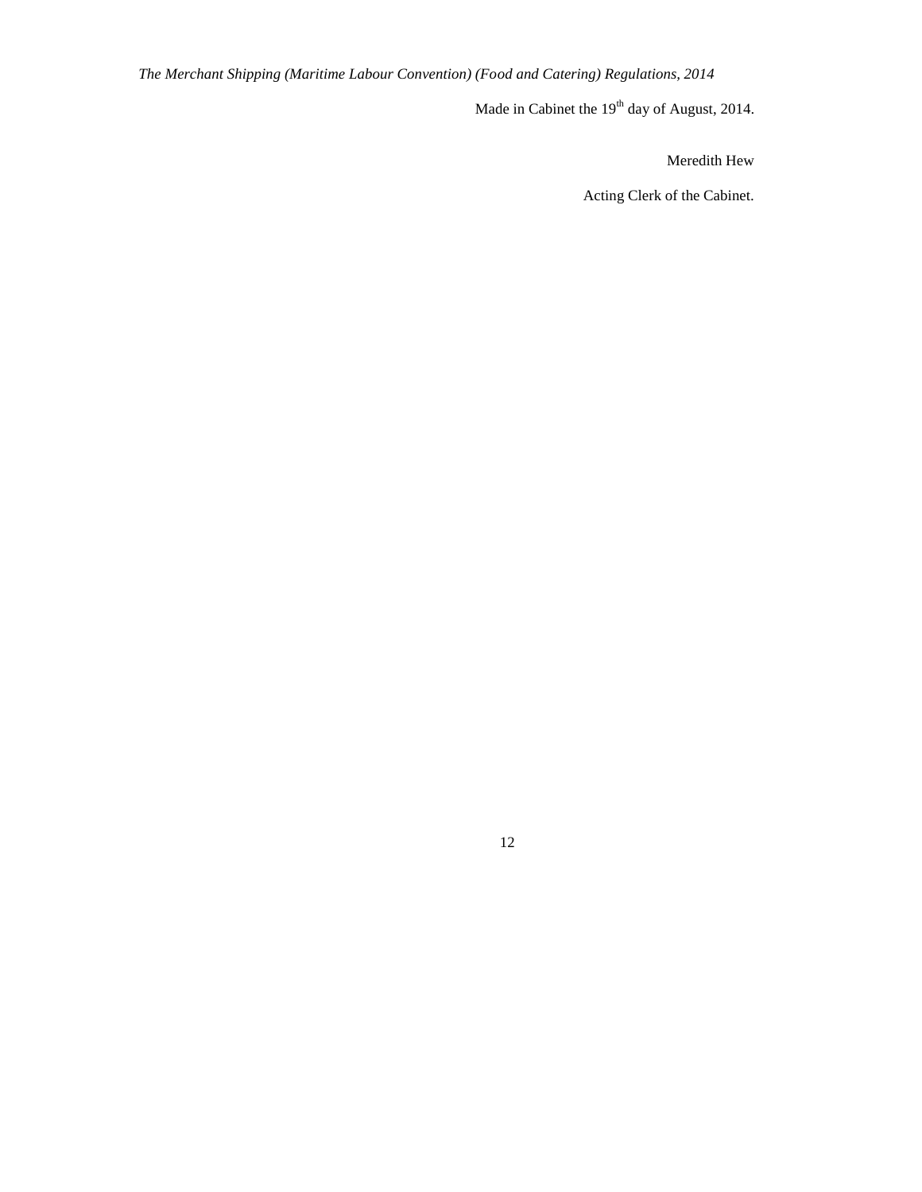Made in Cabinet the 19th day of August, 2014.

Meredith Hew

Acting Clerk of the Cabinet.